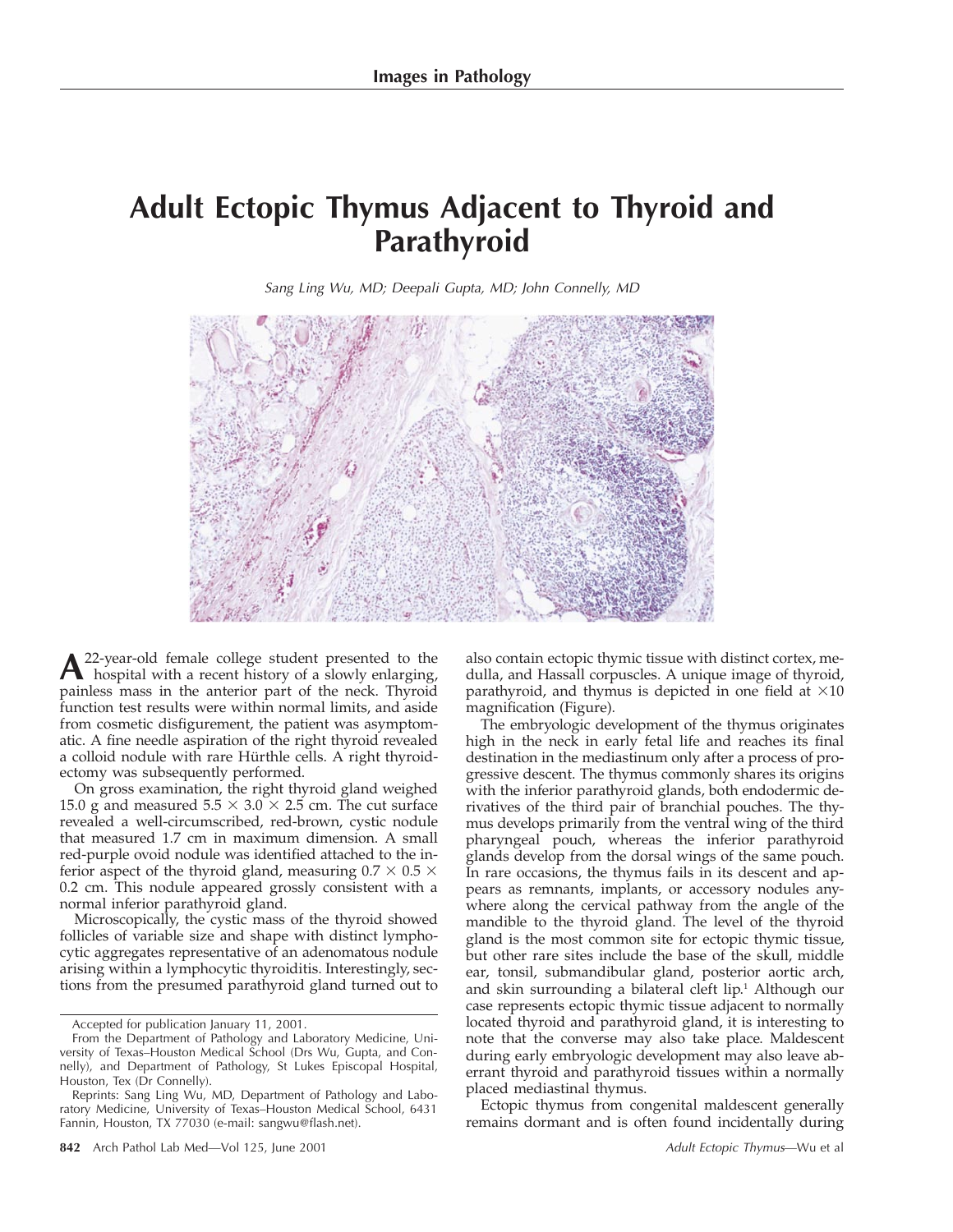Images in Pathology

# Adult Ectopic Thymus Adjacent to Thyroid and Parathyroid

*Sang Ling Wu, MD; Deepali Gupta, MD; John Connelly, MD*

A 22-year-old female college student presented to the hospital with a recent history of a slowly enlarging, painless mass in the anterior part of the neck. Thyroid function test results were within normal limits, and aside from cosmetic disfigurement, the patient was asymptomatic. A fine needle aspiration of the right thyroid revealed a colloid nodule with rare Hürthle cells. A right thyroidectomy was subsequently performed.

On gross examination, the right thyroid gland weighed 15.0 g and measured $5.5 \times 3.0 \times 2.5$ cm. The cut surface revealed a well-circumscribed, red-brown, cystic nodule that measured 1.7 cm in maximum dimension. A small red-purple ovoid nodule was identified attached to the inferior aspect of the thyroid gland, measuring $0.7 \times 0.5 \times 0.2$ cm. This nodule appeared grossly consistent with a normal inferior parathyroid gland.

Microscopically, the cystic mass of the thyroid showed follicles of variable size and shape with distinct lymphocytic aggregates representative of an adenomatous nodule arising within a lymphocytic thyroiditis. Interestingly, sections from the presumed parathyroid gland turned out to also contain ectopic thymic tissue with distinct cortex, medulla, and Hassall corpuscles. A unique image of thyroid, parathyroid, and thymus is depicted in one field at ×10 magnification (Figure).

The embryologic development of the thymus originates high in the neck in early fetal life and reaches its final destination in the mediastinum only after a process of progressive descent. The thymus commonly shares its origins with the inferior parathyroid glands, both endodermic derivatives of the third pair of branchial pouches. The thymus develops primarily from the ventral wing of the third pharyngeal pouch, whereas the inferior parathyroid glands develop from the dorsal wings of the same pouch. In rare occasions, the thymus fails in its descent and appears as remnants, implants, or accessory nodules anywhere along the cervical pathway from the angle of the mandible to the thyroid gland. The level of the thyroid gland is the most common site for ectopic thymic tissue, but other rare sites include the base of the skull, middle ear, tonsil, submandibular gland, posterior aortic arch, and skin surrounding a bilateral cleft lip.[1] Although our case represents ectopic thymic tissue adjacent to normally located thyroid and parathyroid gland, it is interesting to note that the converse may also take place. Maldescent during early embryologic development may also leave aberrant thyroid and parathyroid tissues within a normally placed mediastinal thymus.

Ectopic thymus from congenital maldescent generally remains dormant and is often found incidentally during

---

Accepted for publication January 11, 2001.

From the Department of Pathology and Laboratory Medicine, University of Texas–Houston Medical School (Drs Wu, Gupta, and Connelly), and Department of Pathology, St Lukes Episcopal Hospital, Houston, Tex (Dr Connelly).

Reprints: Sang Ling Wu, MD, Department of Pathology and Laboratory Medicine, University of Texas–Houston Medical School, 6431 Fannin, Houston, TX 77030 (e-mail: sangwu@flash.net).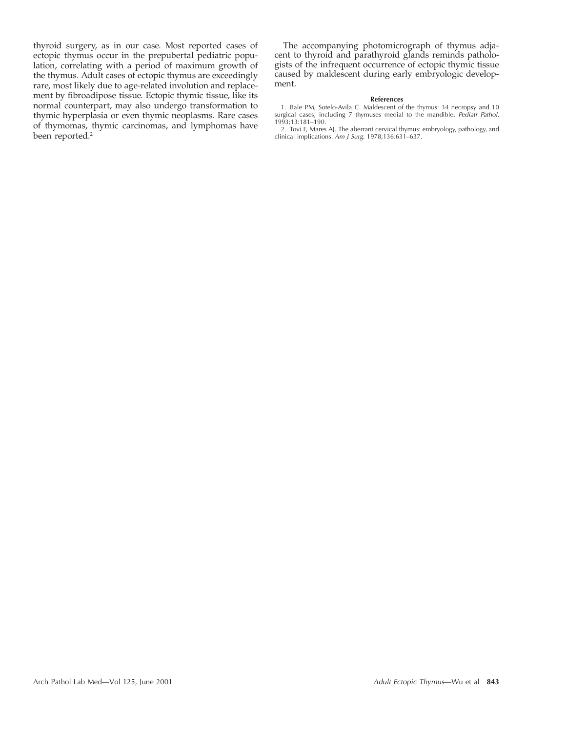thyroid surgery, as in our case. Most reported cases of ectopic thymus occur in the prepubertal pediatric population, correlating with a period of maximum growth of the thymus. Adult cases of ectopic thymus are exceedingly rare, most likely due to age-related involution and replacement by fibroadipose tissue. Ectopic thymic tissue, like its normal counterpart, may also undergo transformation to thymic hyperplasia or even thymic neoplasms. Rare cases of thymomas, thymic carcinomas, and lymphomas have been reported.[2]

The accompanying photomicrograph of thymus adjacent to thyroid and parathyroid glands reminds pathologists of the infrequent occurrence of ectopic thymic tissue caused by maldescent during early embryologic development.

### References

1. Bale PM, Sotelo-Avila C. Maldescent of the thymus: 34 necropsy and 10 surgical cases, including 7 thymuses medial to the mandible. *Pediatr Pathol.* 1993;13:181–190.
2. Tovi F, Mares AJ. The aberrant cervical thymus: embryology, pathology, and clinical implications. *Am J Surg.* 1978;136:631–637.